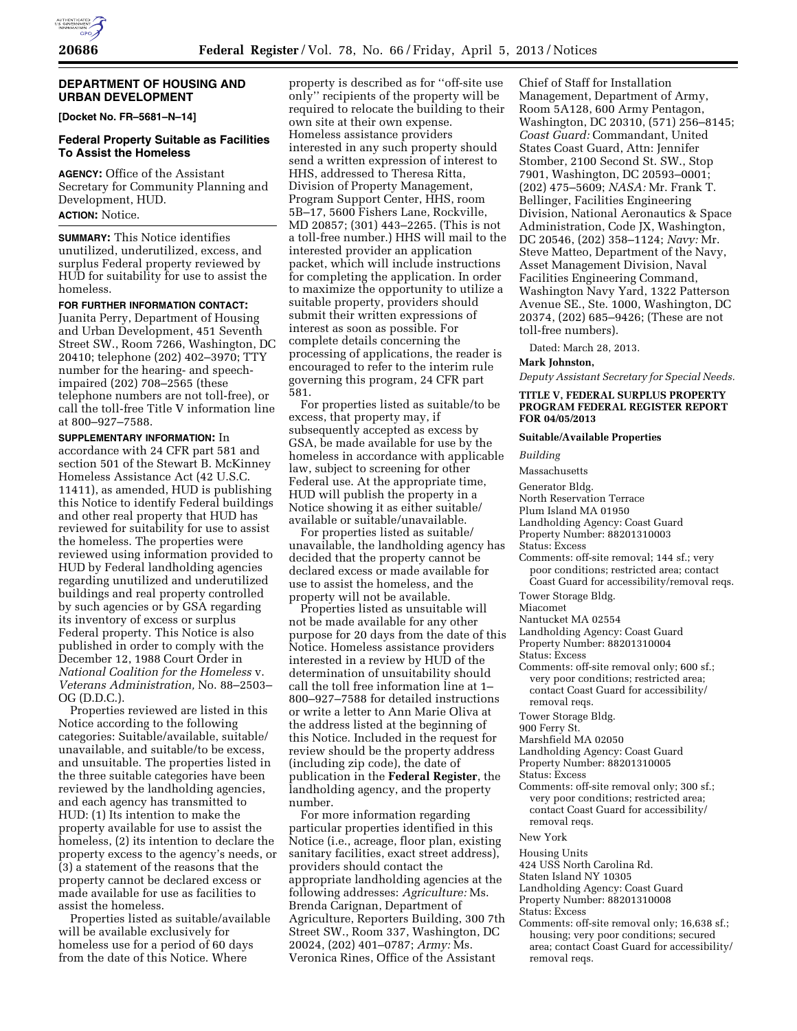## DEPARTMENT OF HOUSING AND URBAN DEVELOPMENT

**[Docket No. FR–5681–N–14]**

### Federal Property Suitable as Facilities To Assist the Homeless

**AGENCY:** Office of the Assistant Secretary for Community Planning and Development, HUD.

**ACTION:** Notice.

**SUMMARY:** This Notice identifies unutilized, underutilized, excess, and surplus Federal property reviewed by HUD for suitability for use to assist the homeless.

**FOR FURTHER INFORMATION CONTACT:** Juanita Perry, Department of Housing and Urban Development, 451 Seventh Street SW., Room 7266, Washington, DC 20410; telephone (202) 402–3970; TTY number for the hearing- and speech-impaired (202) 708–2565 (these telephone numbers are not toll-free), or call the toll-free Title V information line at 800–927–7588.

**SUPPLEMENTARY INFORMATION:** In accordance with 24 CFR part 581 and section 501 of the Stewart B. McKinney Homeless Assistance Act (42 U.S.C. 11411), as amended, HUD is publishing this Notice to identify Federal buildings and other real property that HUD has reviewed for suitability for use to assist the homeless. The properties were reviewed using information provided to HUD by Federal landholding agencies regarding unutilized and underutilized buildings and real property controlled by such agencies or by GSA regarding its inventory of excess or surplus Federal property. This Notice is also published in order to comply with the December 12, 1988 Court Order in *National Coalition for the Homeless* v. *Veterans Administration,* No. 88–2503–OG (D.D.C.).

Properties reviewed are listed in this Notice according to the following categories: Suitable/available, suitable/unavailable, and suitable/to be excess, and unsuitable. The properties listed in the three suitable categories have been reviewed by the landholding agencies, and each agency has transmitted to HUD: (1) Its intention to make the property available for use to assist the homeless, (2) its intention to declare the property excess to the agency's needs, or (3) a statement of the reasons that the property cannot be declared excess or made available for use as facilities to assist the homeless.

Properties listed as suitable/available will be available exclusively for homeless use for a period of 60 days from the date of this Notice. Where property is described as for ''off-site use only'' recipients of the property will be required to relocate the building to their own site at their own expense. Homeless assistance providers interested in any such property should send a written expression of interest to HHS, addressed to Theresa Ritta, Division of Property Management, Program Support Center, HHS, room 5B–17, 5600 Fishers Lane, Rockville, MD 20857; (301) 443–2265. (This is not a toll-free number.) HHS will mail to the interested provider an application packet, which will include instructions for completing the application. In order to maximize the opportunity to utilize a suitable property, providers should submit their written expressions of interest as soon as possible. For complete details concerning the processing of applications, the reader is encouraged to refer to the interim rule governing this program, 24 CFR part 581.

For properties listed as suitable/to be excess, that property may, if subsequently accepted as excess by GSA, be made available for use by the homeless in accordance with applicable law, subject to screening for other Federal use. At the appropriate time, HUD will publish the property in a Notice showing it as either suitable/available or suitable/unavailable.

For properties listed as suitable/unavailable, the landholding agency has decided that the property cannot be declared excess or made available for use to assist the homeless, and the property will not be available.

Properties listed as unsuitable will not be made available for any other purpose for 20 days from the date of this Notice. Homeless assistance providers interested in a review by HUD of the determination of unsuitability should call the toll free information line at 1–800–927–7588 for detailed instructions or write a letter to Ann Marie Oliva at the address listed at the beginning of this Notice. Included in the request for review should be the property address (including zip code), the date of publication in the **Federal Register**, the landholding agency, and the property number.

For more information regarding particular properties identified in this Notice (i.e., acreage, floor plan, existing sanitary facilities, exact street address), providers should contact the appropriate landholding agencies at the following addresses: *Agriculture:* Ms. Brenda Carignan, Department of Agriculture, Reporters Building, 300 7th Street SW., Room 337, Washington, DC 20024, (202) 401–0787; *Army:* Ms. Veronica Rines, Office of the Assistant Chief of Staff for Installation Management, Department of Army, Room 5A128, 600 Army Pentagon, Washington, DC 20310, (571) 256–8145; *Coast Guard:* Commandant, United States Coast Guard, Attn: Jennifer Stomber, 2100 Second St. SW., Stop 7901, Washington, DC 20593–0001; (202) 475–5609; *NASA:* Mr. Frank T. Bellinger, Facilities Engineering Division, National Aeronautics & Space Administration, Code JX, Washington, DC 20546, (202) 358–1124; *Navy:* Mr. Steve Matteo, Department of the Navy, Asset Management Division, Naval Facilities Engineering Command, Washington Navy Yard, 1322 Patterson Avenue SE., Ste. 1000, Washington, DC 20374, (202) 685–9426; (These are not toll-free numbers).

Dated: March 28, 2013.

**Mark Johnston,**

*Deputy Assistant Secretary for Special Needs.*

### TITLE V, FEDERAL SURPLUS PROPERTY PROGRAM FEDERAL REGISTER REPORT FOR 04/05/2013

#### Suitable/Available Properties

*Building*

Massachusetts

Generator Bldg.
North Reservation Terrace
Plum Island MA 01950
Landholding Agency: Coast Guard
Property Number: 88201310003
Status: Excess
Comments: off-site removal; 144 sf.; very poor conditions; restricted area; contact Coast Guard for accessibility/removal reqs.

Tower Storage Bldg.
Miacomet
Nantucket MA 02554
Landholding Agency: Coast Guard
Property Number: 88201310004
Status: Excess
Comments: off-site removal only; 600 sf.; very poor conditions; restricted area; contact Coast Guard for accessibility/removal reqs.

Tower Storage Bldg.
900 Ferry St.
Marshfield MA 02050
Landholding Agency: Coast Guard
Property Number: 88201310005
Status: Excess
Comments: off-site removal only; 300 sf.; very poor conditions; restricted area; contact Coast Guard for accessibility/removal reqs.

New York

Housing Units
424 USS North Carolina Rd.
Staten Island NY 10305
Landholding Agency: Coast Guard
Property Number: 88201310008
Status: Excess
Comments: off-site removal only; 16,638 sf.; housing; very poor conditions; secured area; contact Coast Guard for accessibility/removal reqs.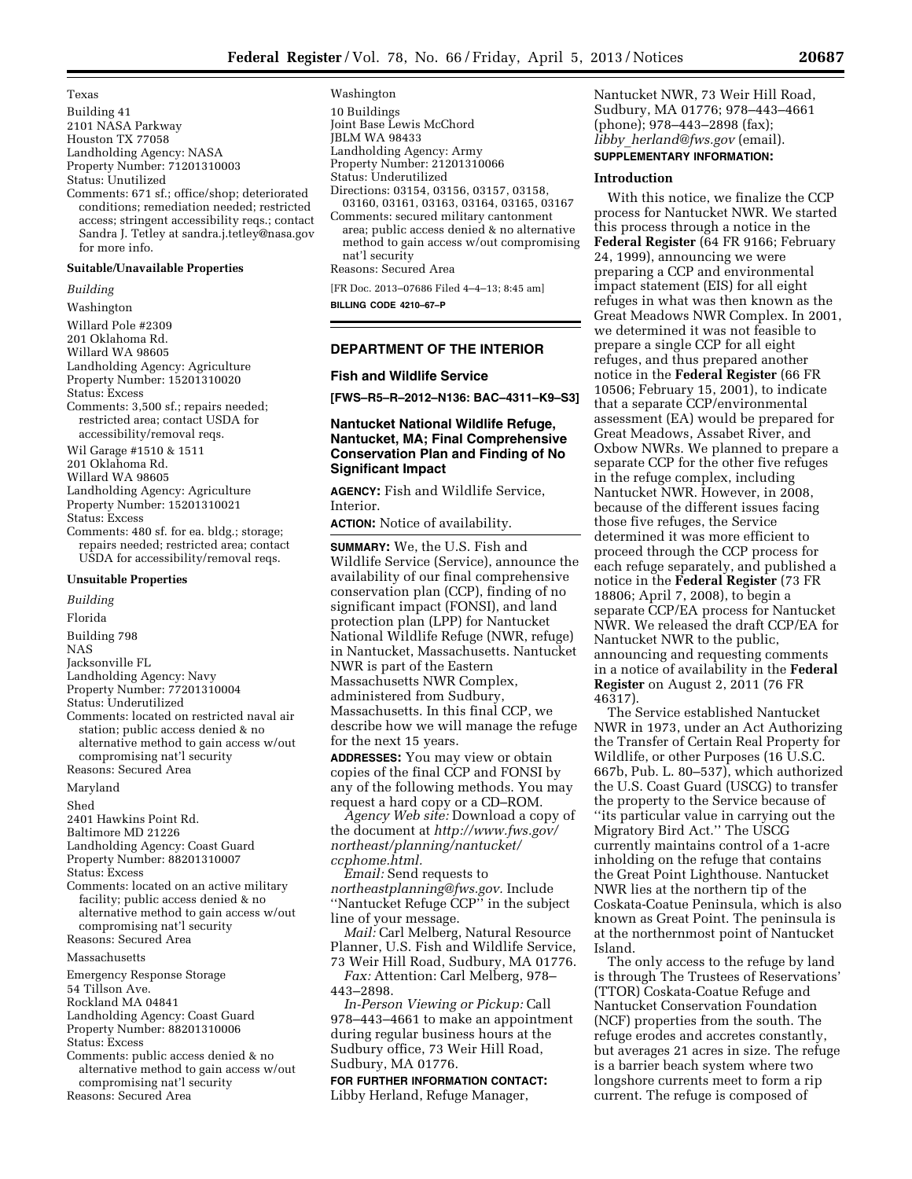Texas

Building 41
2101 NASA Parkway
Houston TX 77058
Landholding Agency: NASA
Property Number: 71201310003
Status: Unutilized
Comments: 671 sf.; office/shop; deteriorated conditions; remediation needed; restricted access; stringent accessibility reqs.; contact Sandra J. Tetley at sandra.j.tetley@nasa.gov for more info.

**Suitable/Unavailable Properties**

*Building*

Washington

Willard Pole #2309
201 Oklahoma Rd.
Willard WA 98605
Landholding Agency: Agriculture
Property Number: 15201310020
Status: Excess
Comments: 3,500 sf.; repairs needed; restricted area; contact USDA for accessibility/removal reqs.

Wil Garage #1510 & 1511
201 Oklahoma Rd.
Willard WA 98605
Landholding Agency: Agriculture
Property Number: 15201310021
Status: Excess
Comments: 480 sf. for ea. bldg.; storage; repairs needed; restricted area; contact USDA for accessibility/removal reqs.

**Unsuitable Properties**

*Building*

Florida

Building 798
NAS
Jacksonville FL
Landholding Agency: Navy
Property Number: 77201310004
Status: Underutilized
Comments: located on restricted naval air station; public access denied & no alternative method to gain access w/out compromising nat'l security
Reasons: Secured Area

Maryland

Shed
2401 Hawkins Point Rd.
Baltimore MD 21226
Landholding Agency: Coast Guard
Property Number: 88201310007
Status: Excess
Comments: located on an active military facility; public access denied & no alternative method to gain access w/out compromising nat'l security
Reasons: Secured Area

Massachusetts

Emergency Response Storage
54 Tillson Ave.
Rockland MA 04841
Landholding Agency: Coast Guard
Property Number: 88201310006
Status: Excess
Comments: public access denied & no alternative method to gain access w/out compromising nat'l security
Reasons: Secured Area

Washington

10 Buildings
Joint Base Lewis McChord
JBLM WA 98433
Landholding Agency: Army
Property Number: 21201310066
Status: Underutilized
Directions: 03154, 03156, 03157, 03158, 03160, 03161, 03163, 03164, 03165, 03167
Comments: secured military cantonment area; public access denied & no alternative method to gain access w/out compromising nat'l security
Reasons: Secured Area

[FR Doc. 2013–07686 Filed 4–4–13; 8:45 am]

**BILLING CODE 4210–67–P**

---

## DEPARTMENT OF THE INTERIOR

### Fish and Wildlife Service

**[FWS–R5–R–2012–N136; BAC–4311–K9–S3]**

### Nantucket National Wildlife Refuge, Nantucket, MA; Final Comprehensive Conservation Plan and Finding of No Significant Impact

**AGENCY:** Fish and Wildlife Service, Interior.

**ACTION:** Notice of availability.

**SUMMARY:** We, the U.S. Fish and Wildlife Service (Service), announce the availability of our final comprehensive conservation plan (CCP), finding of no significant impact (FONSI), and land protection plan (LPP) for Nantucket National Wildlife Refuge (NWR, refuge) in Nantucket, Massachusetts. Nantucket NWR is part of the Eastern Massachusetts NWR Complex, administered from Sudbury, Massachusetts. In this final CCP, we describe how we will manage the refuge for the next 15 years.

**ADDRESSES:** You may view or obtain copies of the final CCP and FONSI by any of the following methods. You may request a hard copy or a CD–ROM.

*Agency Web site:* Download a copy of the document at *http://www.fws.gov/northeast/planning/nantucket/ccphome.html.*

*Email:* Send requests to *northeastplanning@fws.gov.* Include ''Nantucket Refuge CCP'' in the subject line of your message.

*Mail:* Carl Melberg, Natural Resource Planner, U.S. Fish and Wildlife Service, 73 Weir Hill Road, Sudbury, MA 01776.

*Fax:* Attention: Carl Melberg, 978–443–2898.

*In-Person Viewing or Pickup:* Call 978–443–4661 to make an appointment during regular business hours at the Sudbury office, 73 Weir Hill Road, Sudbury, MA 01776.

**FOR FURTHER INFORMATION CONTACT:** Libby Herland, Refuge Manager, Nantucket NWR, 73 Weir Hill Road, Sudbury, MA 01776; 978–443–4661 (phone); 978–443–2898 (fax); *libby_herland@fws.gov* (email).

**SUPPLEMENTARY INFORMATION:**

**Introduction**

With this notice, we finalize the CCP process for Nantucket NWR. We started this process through a notice in the **Federal Register** (64 FR 9166; February 24, 1999), announcing we were preparing a CCP and environmental impact statement (EIS) for all eight refuges in what was then known as the Great Meadows NWR Complex. In 2001, we determined it was not feasible to prepare a single CCP for all eight refuges, and thus prepared another notice in the **Federal Register** (66 FR 10506; February 15, 2001), to indicate that a separate CCP/environmental assessment (EA) would be prepared for Great Meadows, Assabet River, and Oxbow NWRs. We planned to prepare a separate CCP for the other five refuges in the refuge complex, including Nantucket NWR. However, in 2008, because of the different issues facing those five refuges, the Service determined it was more efficient to proceed through the CCP process for each refuge separately, and published a notice in the **Federal Register** (73 FR 18806; April 7, 2008), to begin a separate CCP/EA process for Nantucket NWR. We released the draft CCP/EA for Nantucket NWR to the public, announcing and requesting comments in a notice of availability in the **Federal Register** on August 2, 2011 (76 FR 46317).

The Service established Nantucket NWR in 1973, under an Act Authorizing the Transfer of Certain Real Property for Wildlife, or other Purposes (16 U.S.C. 667b, Pub. L. 80–537), which authorized the U.S. Coast Guard (USCG) to transfer the property to the Service because of ''its particular value in carrying out the Migratory Bird Act.'' The USCG currently maintains control of a 1-acre inholding on the refuge that contains the Great Point Lighthouse. Nantucket NWR lies at the northern tip of the Coskata-Coatue Peninsula, which is also known as Great Point. The peninsula is at the northernmost point of Nantucket Island.

The only access to the refuge by land is through The Trustees of Reservations' (TTOR) Coskata-Coatue Refuge and Nantucket Conservation Foundation (NCF) properties from the south. The refuge erodes and accretes constantly, but averages 21 acres in size. The refuge is a barrier beach system where two longshore currents meet to form a rip current. The refuge is composed of